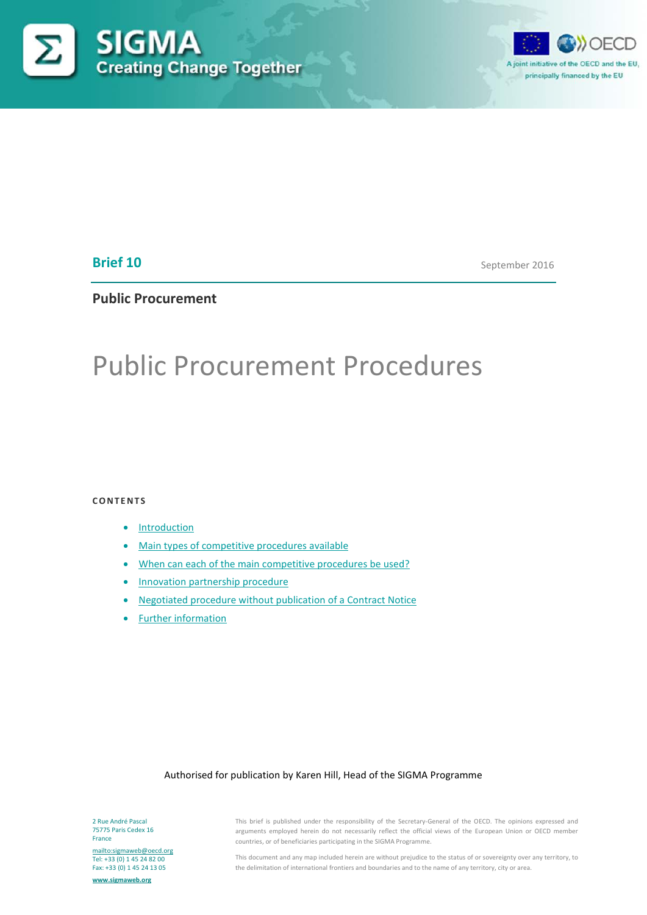SIGMA
Creating Change Together

A joint initiative of the OECD and the EU, principally financed by the EU

**Brief 10** September 2016

**Public Procurement**

# Public Procurement Procedures

**CONTENTS**

- Introduction
- Main types of competitive procedures available
- When can each of the main competitive procedures be used?
- Innovation partnership procedure
- Negotiated procedure without publication of a Contract Notice
- Further information

Authorised for publication by Karen Hill, Head of the SIGMA Programme

2 Rue André Pascal
75775 Paris Cedex 16
France

mailto:sigmaweb@oecd.org
Tel: +33 (0) 1 45 24 82 00
Fax: +33 (0) 1 45 24 13 05

www.sigmaweb.org

This brief is published under the responsibility of the Secretary-General of the OECD. The opinions expressed and arguments employed herein do not necessarily reflect the official views of the European Union or OECD member countries, or of beneficiaries participating in the SIGMA Programme.

This document and any map included herein are without prejudice to the status of or sovereignty over any territory, to the delimitation of international frontiers and boundaries and to the name of any territory, city or area.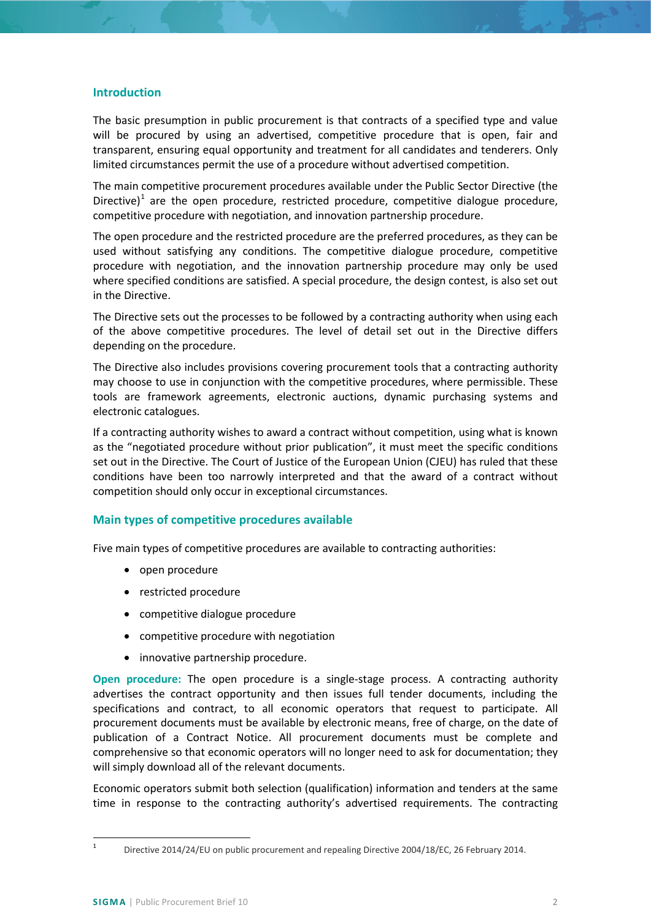## Introduction

The basic presumption in public procurement is that contracts of a specified type and value will be procured by using an advertised, competitive procedure that is open, fair and transparent, ensuring equal opportunity and treatment for all candidates and tenderers. Only limited circumstances permit the use of a procedure without advertised competition.

The main competitive procurement procedures available under the Public Sector Directive (the Directive)[1] are the open procedure, restricted procedure, competitive dialogue procedure, competitive procedure with negotiation, and innovation partnership procedure.

The open procedure and the restricted procedure are the preferred procedures, as they can be used without satisfying any conditions. The competitive dialogue procedure, competitive procedure with negotiation, and the innovation partnership procedure may only be used where specified conditions are satisfied. A special procedure, the design contest, is also set out in the Directive.

The Directive sets out the processes to be followed by a contracting authority when using each of the above competitive procedures. The level of detail set out in the Directive differs depending on the procedure.

The Directive also includes provisions covering procurement tools that a contracting authority may choose to use in conjunction with the competitive procedures, where permissible. These tools are framework agreements, electronic auctions, dynamic purchasing systems and electronic catalogues.

If a contracting authority wishes to award a contract without competition, using what is known as the "negotiated procedure without prior publication", it must meet the specific conditions set out in the Directive. The Court of Justice of the European Union (CJEU) has ruled that these conditions have been too narrowly interpreted and that the award of a contract without competition should only occur in exceptional circumstances.

## Main types of competitive procedures available

Five main types of competitive procedures are available to contracting authorities:

- open procedure
- restricted procedure
- competitive dialogue procedure
- competitive procedure with negotiation
- innovative partnership procedure.

**Open procedure:** The open procedure is a single-stage process. A contracting authority advertises the contract opportunity and then issues full tender documents, including the specifications and contract, to all economic operators that request to participate. All procurement documents must be available by electronic means, free of charge, on the date of publication of a Contract Notice. All procurement documents must be complete and comprehensive so that economic operators will no longer need to ask for documentation; they will simply download all of the relevant documents.

Economic operators submit both selection (qualification) information and tenders at the same time in response to the contracting authority's advertised requirements. The contracting

[1] Directive 2014/24/EU on public procurement and repealing Directive 2004/18/EC, 26 February 2014.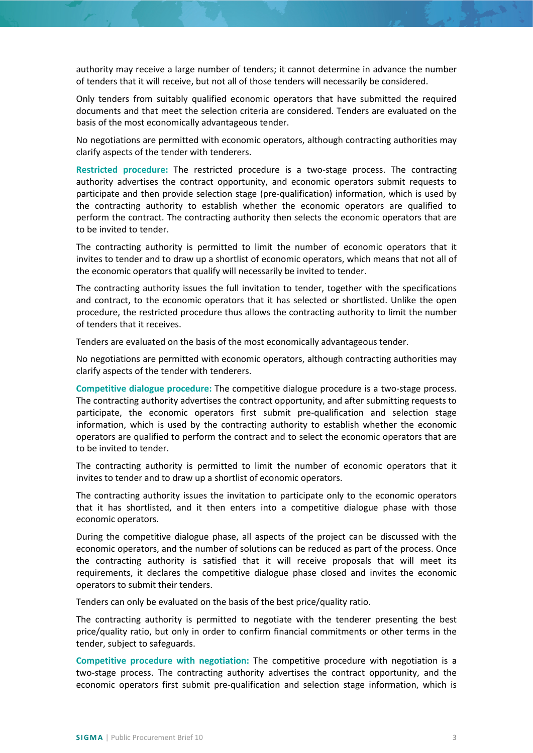authority may receive a large number of tenders; it cannot determine in advance the number of tenders that it will receive, but not all of those tenders will necessarily be considered.

Only tenders from suitably qualified economic operators that have submitted the required documents and that meet the selection criteria are considered. Tenders are evaluated on the basis of the most economically advantageous tender.

No negotiations are permitted with economic operators, although contracting authorities may clarify aspects of the tender with tenderers.

**Restricted procedure:** The restricted procedure is a two-stage process. The contracting authority advertises the contract opportunity, and economic operators submit requests to participate and then provide selection stage (pre-qualification) information, which is used by the contracting authority to establish whether the economic operators are qualified to perform the contract. The contracting authority then selects the economic operators that are to be invited to tender.

The contracting authority is permitted to limit the number of economic operators that it invites to tender and to draw up a shortlist of economic operators, which means that not all of the economic operators that qualify will necessarily be invited to tender.

The contracting authority issues the full invitation to tender, together with the specifications and contract, to the economic operators that it has selected or shortlisted. Unlike the open procedure, the restricted procedure thus allows the contracting authority to limit the number of tenders that it receives.

Tenders are evaluated on the basis of the most economically advantageous tender.

No negotiations are permitted with economic operators, although contracting authorities may clarify aspects of the tender with tenderers.

**Competitive dialogue procedure:** The competitive dialogue procedure is a two-stage process. The contracting authority advertises the contract opportunity, and after submitting requests to participate, the economic operators first submit pre-qualification and selection stage information, which is used by the contracting authority to establish whether the economic operators are qualified to perform the contract and to select the economic operators that are to be invited to tender.

The contracting authority is permitted to limit the number of economic operators that it invites to tender and to draw up a shortlist of economic operators.

The contracting authority issues the invitation to participate only to the economic operators that it has shortlisted, and it then enters into a competitive dialogue phase with those economic operators.

During the competitive dialogue phase, all aspects of the project can be discussed with the economic operators, and the number of solutions can be reduced as part of the process. Once the contracting authority is satisfied that it will receive proposals that will meet its requirements, it declares the competitive dialogue phase closed and invites the economic operators to submit their tenders.

Tenders can only be evaluated on the basis of the best price/quality ratio.

The contracting authority is permitted to negotiate with the tenderer presenting the best price/quality ratio, but only in order to confirm financial commitments or other terms in the tender, subject to safeguards.

**Competitive procedure with negotiation:** The competitive procedure with negotiation is a two-stage process. The contracting authority advertises the contract opportunity, and the economic operators first submit pre-qualification and selection stage information, which is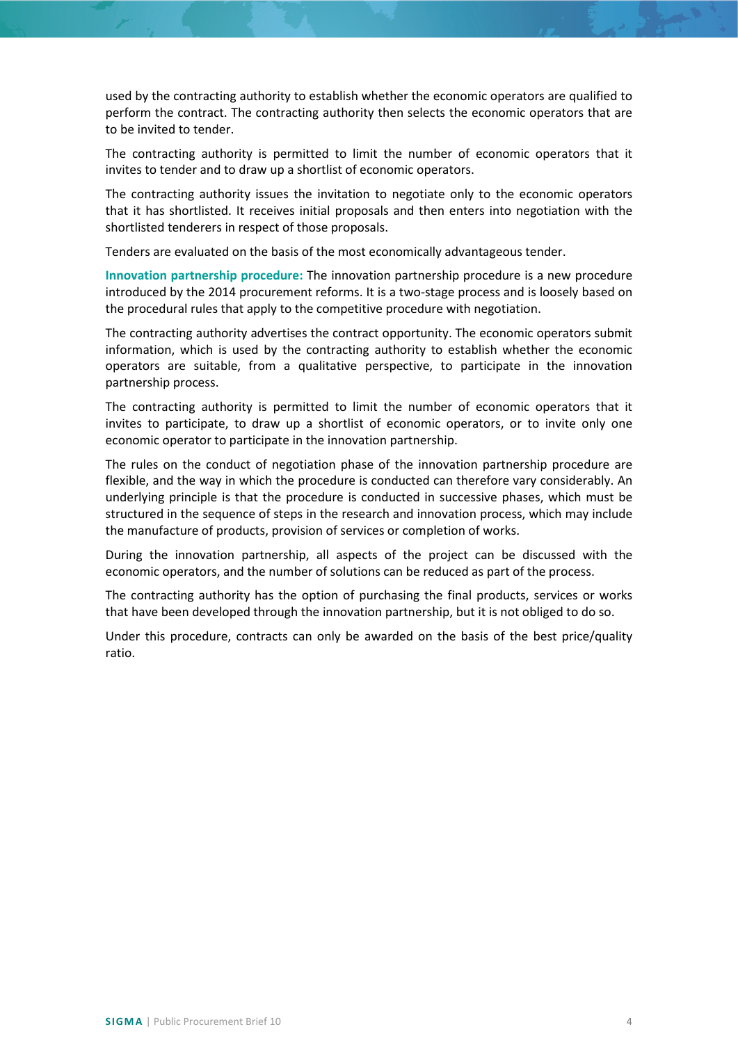used by the contracting authority to establish whether the economic operators are qualified to perform the contract. The contracting authority then selects the economic operators that are to be invited to tender.

The contracting authority is permitted to limit the number of economic operators that it invites to tender and to draw up a shortlist of economic operators.

The contracting authority issues the invitation to negotiate only to the economic operators that it has shortlisted. It receives initial proposals and then enters into negotiation with the shortlisted tenderers in respect of those proposals.

Tenders are evaluated on the basis of the most economically advantageous tender.

**Innovation partnership procedure:** The innovation partnership procedure is a new procedure introduced by the 2014 procurement reforms. It is a two-stage process and is loosely based on the procedural rules that apply to the competitive procedure with negotiation.

The contracting authority advertises the contract opportunity. The economic operators submit information, which is used by the contracting authority to establish whether the economic operators are suitable, from a qualitative perspective, to participate in the innovation partnership process.

The contracting authority is permitted to limit the number of economic operators that it invites to participate, to draw up a shortlist of economic operators, or to invite only one economic operator to participate in the innovation partnership.

The rules on the conduct of negotiation phase of the innovation partnership procedure are flexible, and the way in which the procedure is conducted can therefore vary considerably. An underlying principle is that the procedure is conducted in successive phases, which must be structured in the sequence of steps in the research and innovation process, which may include the manufacture of products, provision of services or completion of works.

During the innovation partnership, all aspects of the project can be discussed with the economic operators, and the number of solutions can be reduced as part of the process.

The contracting authority has the option of purchasing the final products, services or works that have been developed through the innovation partnership, but it is not obliged to do so.

Under this procedure, contracts can only be awarded on the basis of the best price/quality ratio.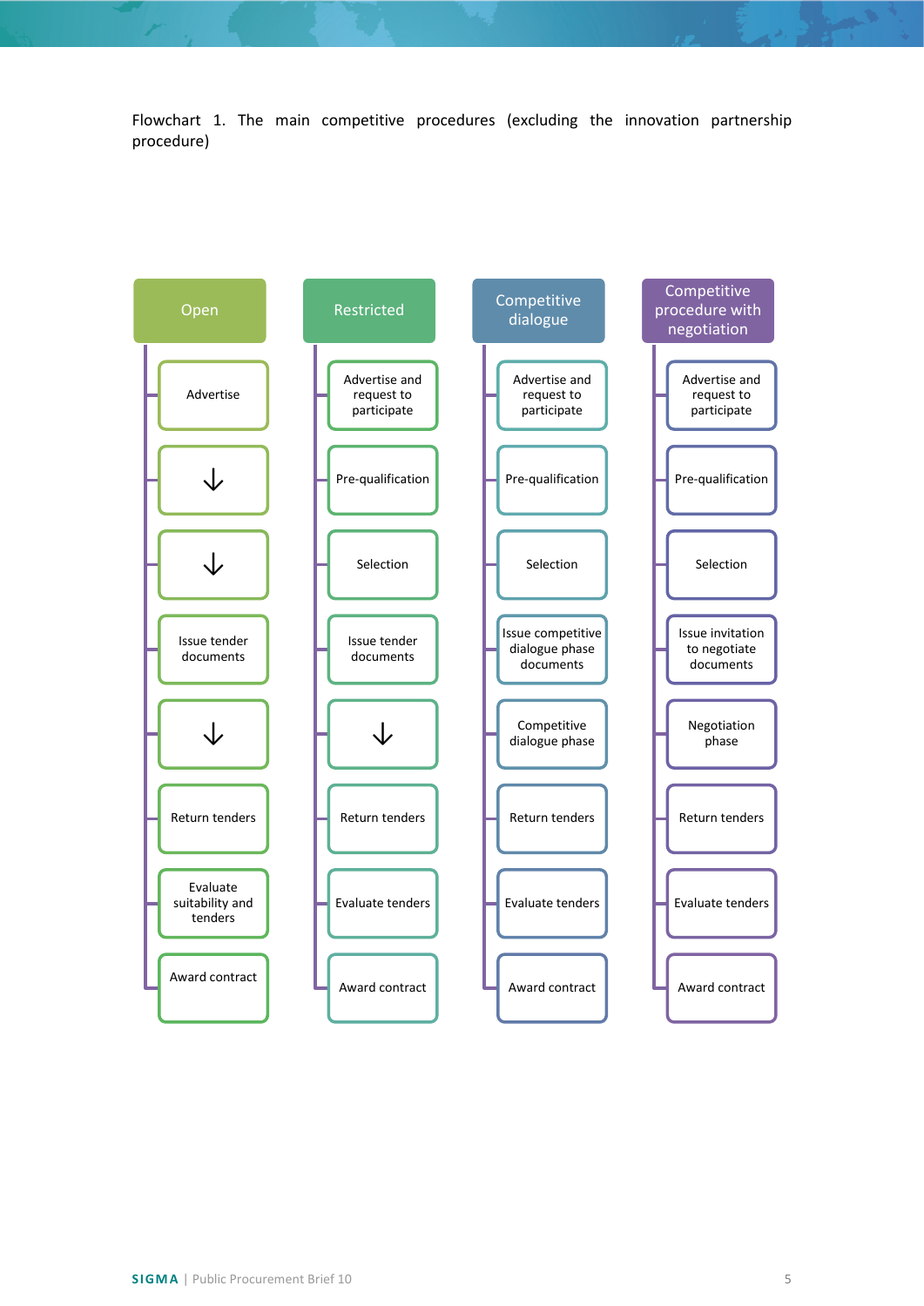Flowchart 1. The main competitive procedures (excluding the innovation partnership procedure)

| Open | Restricted | Competitive dialogue | Competitive procedure with negotiation |
| --- | --- | --- | --- |
| Advertise | Advertise and request to participate | Advertise and request to participate | Advertise and request to participate |
| ↓ | Pre-qualification | Pre-qualification | Pre-qualification |
| ↓ | Selection | Selection | Selection |
| Issue tender documents | Issue tender documents | Issue competitive dialogue phase documents | Issue invitation to negotiate documents |
| ↓ | ↓ | Competitive dialogue phase | Negotiation phase |
| Return tenders | Return tenders | Return tenders | Return tenders |
| Evaluate suitability and tenders | Evaluate tenders | Evaluate tenders | Evaluate tenders |
| Award contract | Award contract | Award contract | Award contract |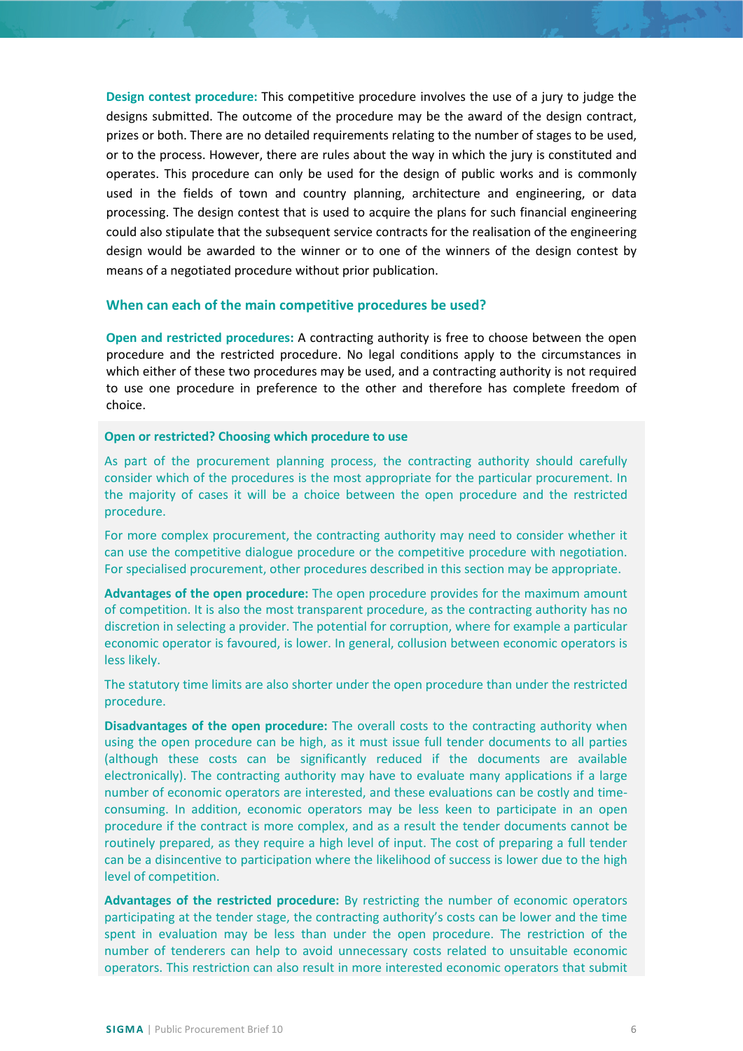**Design contest procedure:** This competitive procedure involves the use of a jury to judge the designs submitted. The outcome of the procedure may be the award of the design contract, prizes or both. There are no detailed requirements relating to the number of stages to be used, or to the process. However, there are rules about the way in which the jury is constituted and operates. This procedure can only be used for the design of public works and is commonly used in the fields of town and country planning, architecture and engineering, or data processing. The design contest that is used to acquire the plans for such financial engineering could also stipulate that the subsequent service contracts for the realisation of the engineering design would be awarded to the winner or to one of the winners of the design contest by means of a negotiated procedure without prior publication.

### When can each of the main competitive procedures be used?

**Open and restricted procedures:** A contracting authority is free to choose between the open procedure and the restricted procedure. No legal conditions apply to the circumstances in which either of these two procedures may be used, and a contracting authority is not required to use one procedure in preference to the other and therefore has complete freedom of choice.

#### Open or restricted? Choosing which procedure to use

As part of the procurement planning process, the contracting authority should carefully consider which of the procedures is the most appropriate for the particular procurement. In the majority of cases it will be a choice between the open procedure and the restricted procedure.

For more complex procurement, the contracting authority may need to consider whether it can use the competitive dialogue procedure or the competitive procedure with negotiation. For specialised procurement, other procedures described in this section may be appropriate.

**Advantages of the open procedure:** The open procedure provides for the maximum amount of competition. It is also the most transparent procedure, as the contracting authority has no discretion in selecting a provider. The potential for corruption, where for example a particular economic operator is favoured, is lower. In general, collusion between economic operators is less likely.

The statutory time limits are also shorter under the open procedure than under the restricted procedure.

**Disadvantages of the open procedure:** The overall costs to the contracting authority when using the open procedure can be high, as it must issue full tender documents to all parties (although these costs can be significantly reduced if the documents are available electronically). The contracting authority may have to evaluate many applications if a large number of economic operators are interested, and these evaluations can be costly and time-consuming. In addition, economic operators may be less keen to participate in an open procedure if the contract is more complex, and as a result the tender documents cannot be routinely prepared, as they require a high level of input. The cost of preparing a full tender can be a disincentive to participation where the likelihood of success is lower due to the high level of competition.

**Advantages of the restricted procedure:** By restricting the number of economic operators participating at the tender stage, the contracting authority's costs can be lower and the time spent in evaluation may be less than under the open procedure. The restriction of the number of tenderers can help to avoid unnecessary costs related to unsuitable economic operators. This restriction can also result in more interested economic operators that submit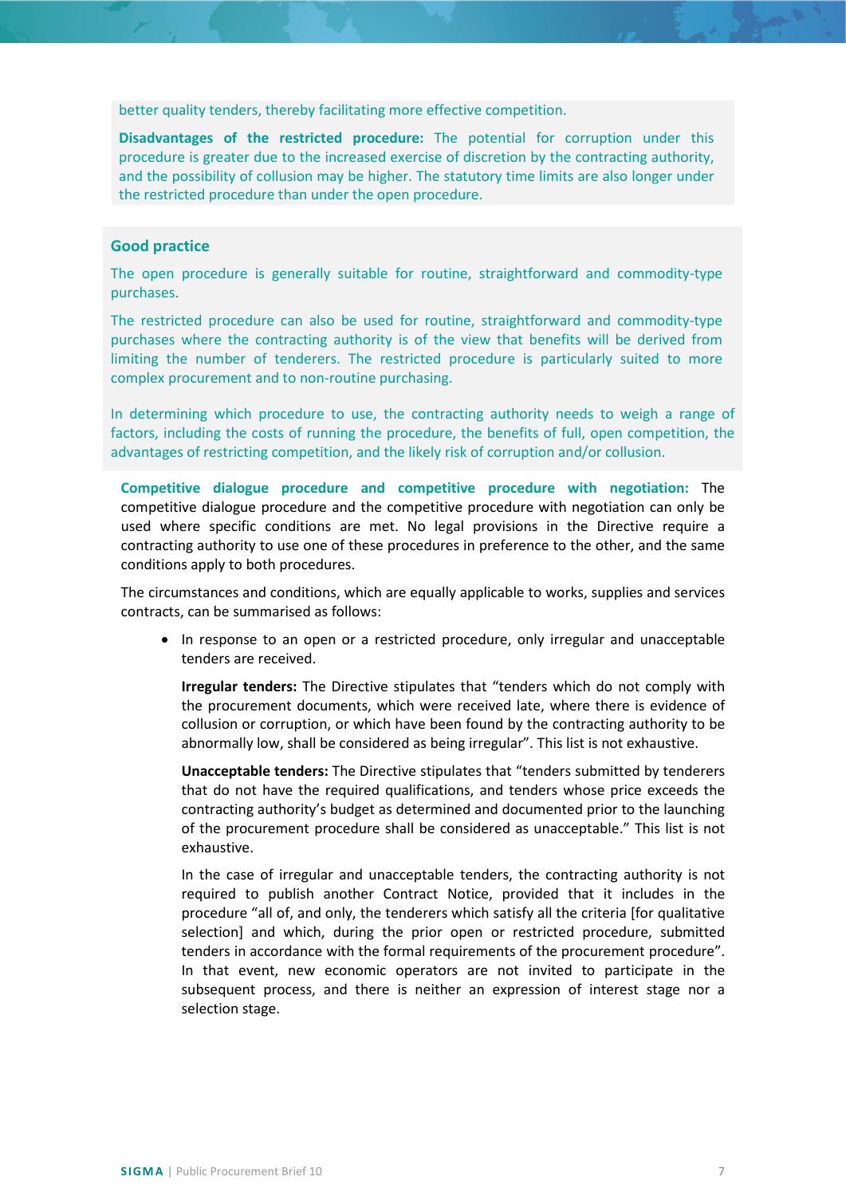better quality tenders, thereby facilitating more effective competition.

**Disadvantages of the restricted procedure:** The potential for corruption under this procedure is greater due to the increased exercise of discretion by the contracting authority, and the possibility of collusion may be higher. The statutory time limits are also longer under the restricted procedure than under the open procedure.

### Good practice

The open procedure is generally suitable for routine, straightforward and commodity-type purchases.

The restricted procedure can also be used for routine, straightforward and commodity-type purchases where the contracting authority is of the view that benefits will be derived from limiting the number of tenderers. The restricted procedure is particularly suited to more complex procurement and to non-routine purchasing.

In determining which procedure to use, the contracting authority needs to weigh a range of factors, including the costs of running the procedure, the benefits of full, open competition, the advantages of restricting competition, and the likely risk of corruption and/or collusion.

**Competitive dialogue procedure and competitive procedure with negotiation:** The competitive dialogue procedure and the competitive procedure with negotiation can only be used where specific conditions are met. No legal provisions in the Directive require a contracting authority to use one of these procedures in preference to the other, and the same conditions apply to both procedures.

The circumstances and conditions, which are equally applicable to works, supplies and services contracts, can be summarised as follows:

- In response to an open or a restricted procedure, only irregular and unacceptable tenders are received.

  **Irregular tenders:** The Directive stipulates that "tenders which do not comply with the procurement documents, which were received late, where there is evidence of collusion or corruption, or which have been found by the contracting authority to be abnormally low, shall be considered as being irregular". This list is not exhaustive.

  **Unacceptable tenders:** The Directive stipulates that "tenders submitted by tenderers that do not have the required qualifications, and tenders whose price exceeds the contracting authority's budget as determined and documented prior to the launching of the procurement procedure shall be considered as unacceptable." This list is not exhaustive.

  In the case of irregular and unacceptable tenders, the contracting authority is not required to publish another Contract Notice, provided that it includes in the procedure "all of, and only, the tenderers which satisfy all the criteria [for qualitative selection] and which, during the prior open or restricted procedure, submitted tenders in accordance with the formal requirements of the procurement procedure". In that event, new economic operators are not invited to participate in the subsequent process, and there is neither an expression of interest stage nor a selection stage.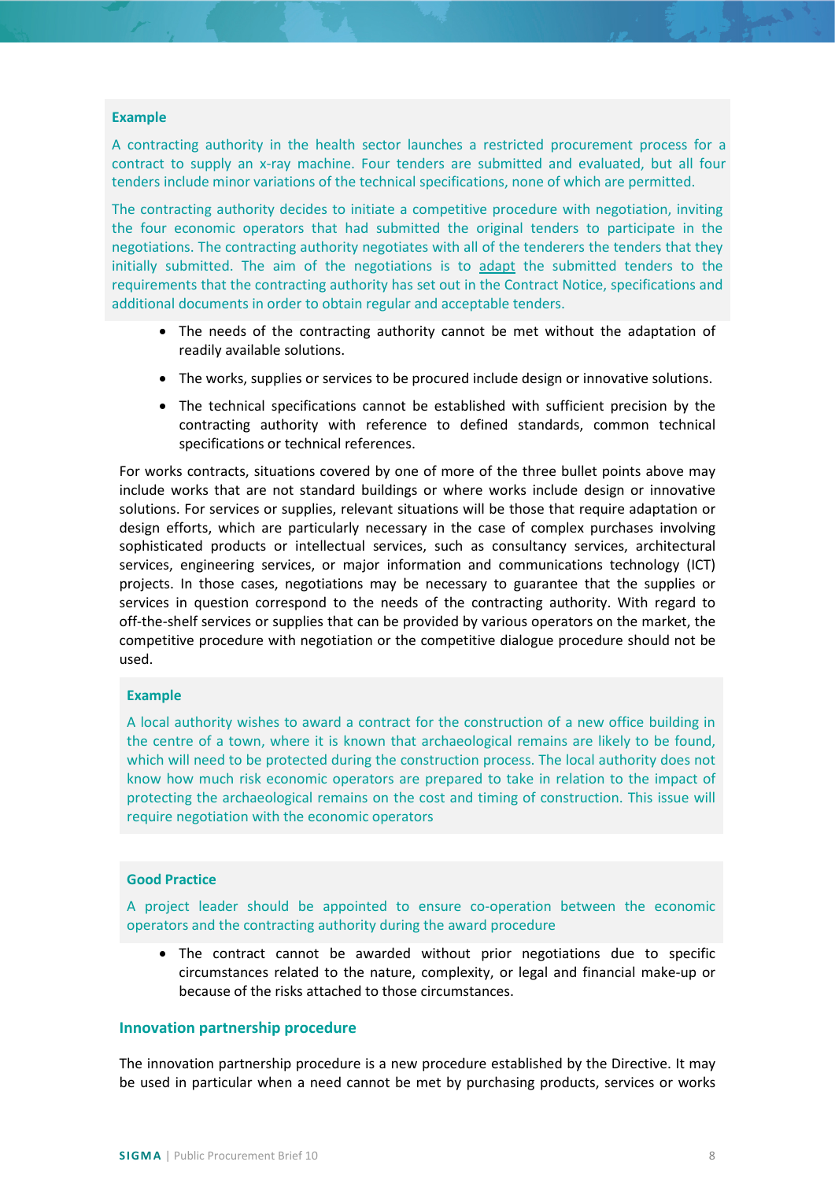**Example**

A contracting authority in the health sector launches a restricted procurement process for a contract to supply an x-ray machine. Four tenders are submitted and evaluated, but all four tenders include minor variations of the technical specifications, none of which are permitted.

The contracting authority decides to initiate a competitive procedure with negotiation, inviting the four economic operators that had submitted the original tenders to participate in the negotiations. The contracting authority negotiates with all of the tenderers the tenders that they initially submitted. The aim of the negotiations is to adapt the submitted tenders to the requirements that the contracting authority has set out in the Contract Notice, specifications and additional documents in order to obtain regular and acceptable tenders.

- The needs of the contracting authority cannot be met without the adaptation of readily available solutions.
- The works, supplies or services to be procured include design or innovative solutions.
- The technical specifications cannot be established with sufficient precision by the contracting authority with reference to defined standards, common technical specifications or technical references.

For works contracts, situations covered by one of more of the three bullet points above may include works that are not standard buildings or where works include design or innovative solutions. For services or supplies, relevant situations will be those that require adaptation or design efforts, which are particularly necessary in the case of complex purchases involving sophisticated products or intellectual services, such as consultancy services, architectural services, engineering services, or major information and communications technology (ICT) projects. In those cases, negotiations may be necessary to guarantee that the supplies or services in question correspond to the needs of the contracting authority. With regard to off-the-shelf services or supplies that can be provided by various operators on the market, the competitive procedure with negotiation or the competitive dialogue procedure should not be used.

**Example**

A local authority wishes to award a contract for the construction of a new office building in the centre of a town, where it is known that archaeological remains are likely to be found, which will need to be protected during the construction process. The local authority does not know how much risk economic operators are prepared to take in relation to the impact of protecting the archaeological remains on the cost and timing of construction. This issue will require negotiation with the economic operators

**Good Practice**

A project leader should be appointed to ensure co-operation between the economic operators and the contracting authority during the award procedure

- The contract cannot be awarded without prior negotiations due to specific circumstances related to the nature, complexity, or legal and financial make-up or because of the risks attached to those circumstances.

### Innovation partnership procedure

The innovation partnership procedure is a new procedure established by the Directive. It may be used in particular when a need cannot be met by purchasing products, services or works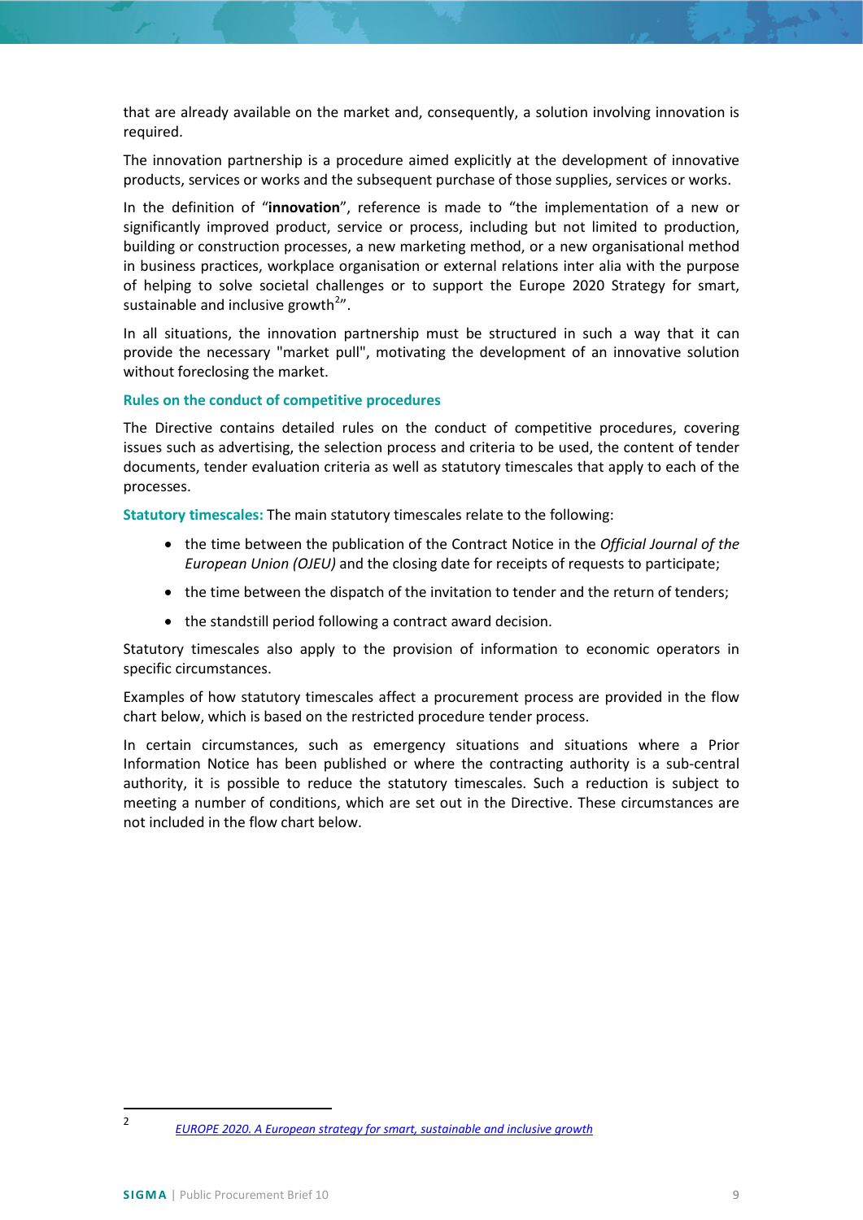that are already available on the market and, consequently, a solution involving innovation is required.

The innovation partnership is a procedure aimed explicitly at the development of innovative products, services or works and the subsequent purchase of those supplies, services or works.

In the definition of "**innovation**", reference is made to "the implementation of a new or significantly improved product, service or process, including but not limited to production, building or construction processes, a new marketing method, or a new organisational method in business practices, workplace organisation or external relations inter alia with the purpose of helping to solve societal challenges or to support the Europe 2020 Strategy for smart, sustainable and inclusive growth[2]".

In all situations, the innovation partnership must be structured in such a way that it can provide the necessary "market pull", motivating the development of an innovative solution without foreclosing the market.

### Rules on the conduct of competitive procedures

The Directive contains detailed rules on the conduct of competitive procedures, covering issues such as advertising, the selection process and criteria to be used, the content of tender documents, tender evaluation criteria as well as statutory timescales that apply to each of the processes.

**Statutory timescales:** The main statutory timescales relate to the following:

- the time between the publication of the Contract Notice in the *Official Journal of the European Union (OJEU)* and the closing date for receipts of requests to participate;
- the time between the dispatch of the invitation to tender and the return of tenders;
- the standstill period following a contract award decision.

Statutory timescales also apply to the provision of information to economic operators in specific circumstances.

Examples of how statutory timescales affect a procurement process are provided in the flow chart below, which is based on the restricted procedure tender process.

In certain circumstances, such as emergency situations and situations where a Prior Information Notice has been published or where the contracting authority is a sub-central authority, it is possible to reduce the statutory timescales. Such a reduction is subject to meeting a number of conditions, which are set out in the Directive. These circumstances are not included in the flow chart below.

---

[2] EUROPE 2020. A European strategy for smart, sustainable and inclusive growth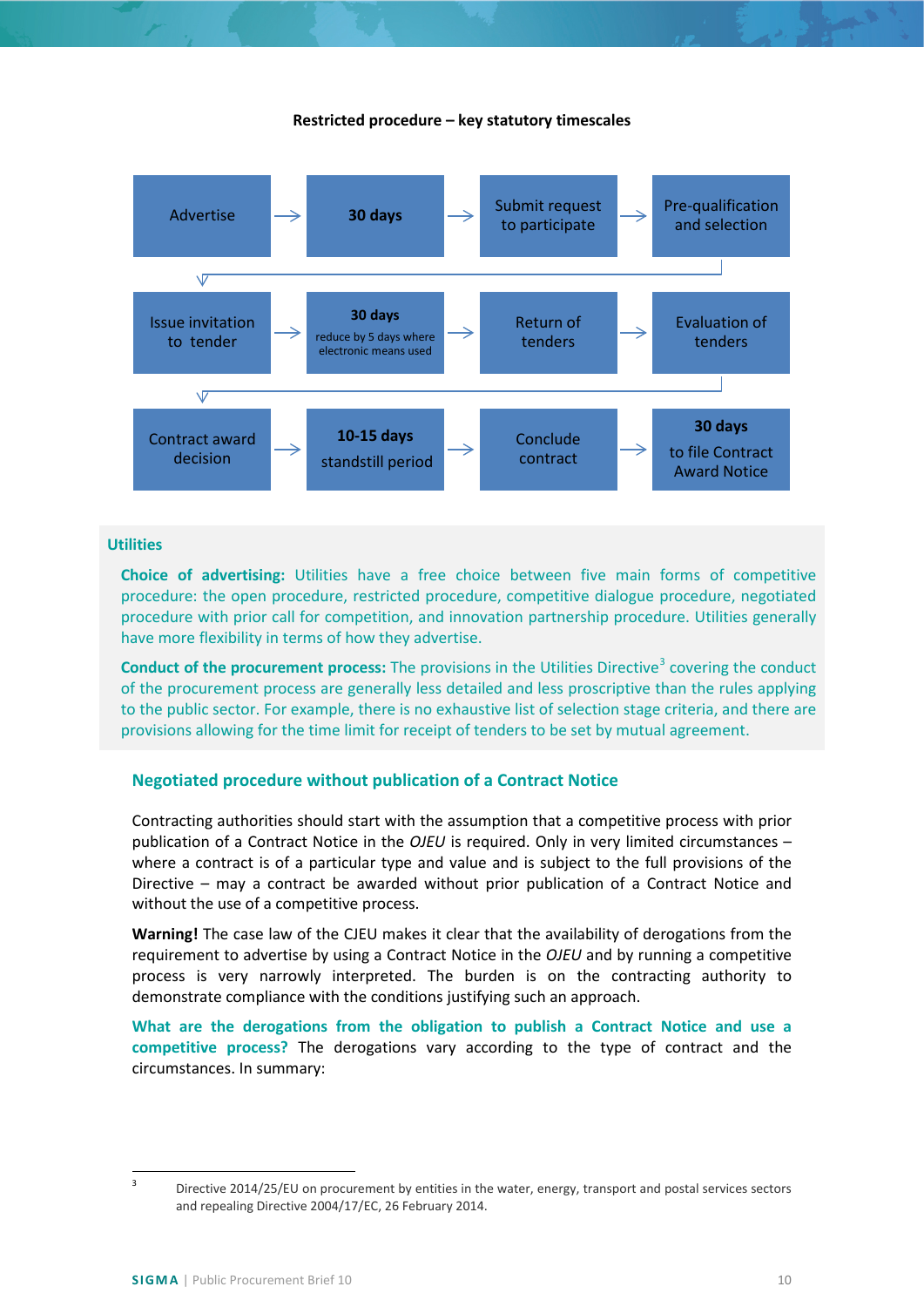**Restricted procedure – key statutory timescales**

Advertise → **30 days** → Submit request to participate → Pre-qualification and selection

Issue invitation to tender → **30 days** reduce by 5 days where electronic means used → Return of tenders → Evaluation of tenders

Contract award decision → **10-15 days** standstill period → Conclude contract → **30 days** to file Contract Award Notice

### Utilities

**Choice of advertising:** Utilities have a free choice between five main forms of competitive procedure: the open procedure, restricted procedure, competitive dialogue procedure, negotiated procedure with prior call for competition, and innovation partnership procedure. Utilities generally have more flexibility in terms of how they advertise.

**Conduct of the procurement process:** The provisions in the Utilities Directive[3] covering the conduct of the procurement process are generally less detailed and less proscriptive than the rules applying to the public sector. For example, there is no exhaustive list of selection stage criteria, and there are provisions allowing for the time limit for receipt of tenders to be set by mutual agreement.

## Negotiated procedure without publication of a Contract Notice

Contracting authorities should start with the assumption that a competitive process with prior publication of a Contract Notice in the *OJEU* is required. Only in very limited circumstances – where a contract is of a particular type and value and is subject to the full provisions of the Directive – may a contract be awarded without prior publication of a Contract Notice and without the use of a competitive process.

**Warning!** The case law of the CJEU makes it clear that the availability of derogations from the requirement to advertise by using a Contract Notice in the *OJEU* and by running a competitive process is very narrowly interpreted. The burden is on the contracting authority to demonstrate compliance with the conditions justifying such an approach.

**What are the derogations from the obligation to publish a Contract Notice and use a competitive process?** The derogations vary according to the type of contract and the circumstances. In summary:

---

[3] Directive 2014/25/EU on procurement by entities in the water, energy, transport and postal services sectors and repealing Directive 2004/17/EC, 26 February 2014.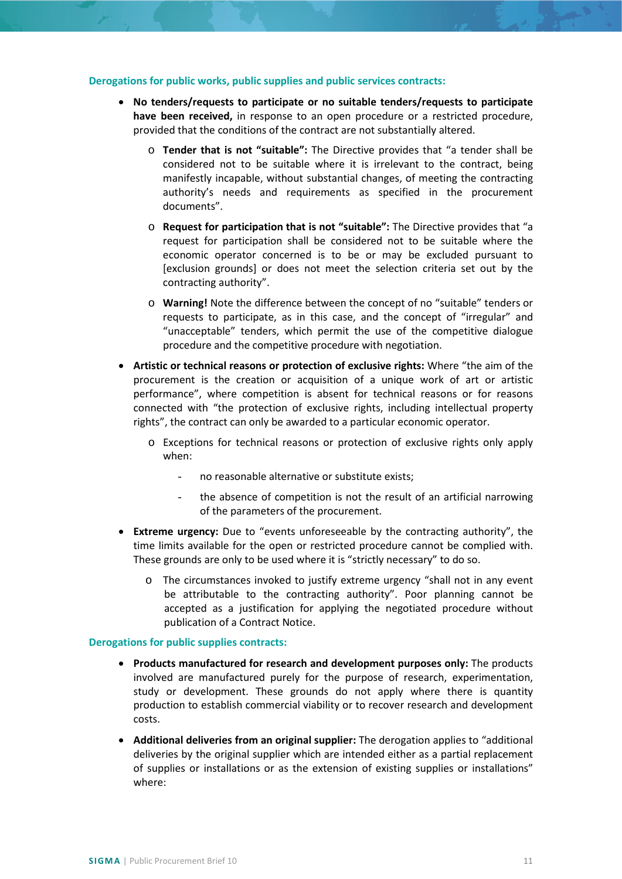**Derogations for public works, public supplies and public services contracts:**

- **No tenders/requests to participate or no suitable tenders/requests to participate have been received,** in response to an open procedure or a restricted procedure, provided that the conditions of the contract are not substantially altered.
  - **Tender that is not "suitable":** The Directive provides that "a tender shall be considered not to be suitable where it is irrelevant to the contract, being manifestly incapable, without substantial changes, of meeting the contracting authority's needs and requirements as specified in the procurement documents".
  - **Request for participation that is not "suitable":** The Directive provides that "a request for participation shall be considered not to be suitable where the economic operator concerned is to be or may be excluded pursuant to [exclusion grounds] or does not meet the selection criteria set out by the contracting authority".
  - **Warning!** Note the difference between the concept of no "suitable" tenders or requests to participate, as in this case, and the concept of "irregular" and "unacceptable" tenders, which permit the use of the competitive dialogue procedure and the competitive procedure with negotiation.
- **Artistic or technical reasons or protection of exclusive rights:** Where "the aim of the procurement is the creation or acquisition of a unique work of art or artistic performance", where competition is absent for technical reasons or for reasons connected with "the protection of exclusive rights, including intellectual property rights", the contract can only be awarded to a particular economic operator.
  - Exceptions for technical reasons or protection of exclusive rights only apply when:
    - no reasonable alternative or substitute exists;
    - the absence of competition is not the result of an artificial narrowing of the parameters of the procurement.
- **Extreme urgency:** Due to "events unforeseeable by the contracting authority", the time limits available for the open or restricted procedure cannot be complied with. These grounds are only to be used where it is "strictly necessary" to do so.
  - The circumstances invoked to justify extreme urgency "shall not in any event be attributable to the contracting authority". Poor planning cannot be accepted as a justification for applying the negotiated procedure without publication of a Contract Notice.

**Derogations for public supplies contracts:**

- **Products manufactured for research and development purposes only:** The products involved are manufactured purely for the purpose of research, experimentation, study or development. These grounds do not apply where there is quantity production to establish commercial viability or to recover research and development costs.
- **Additional deliveries from an original supplier:** The derogation applies to "additional deliveries by the original supplier which are intended either as a partial replacement of supplies or installations or as the extension of existing supplies or installations" where: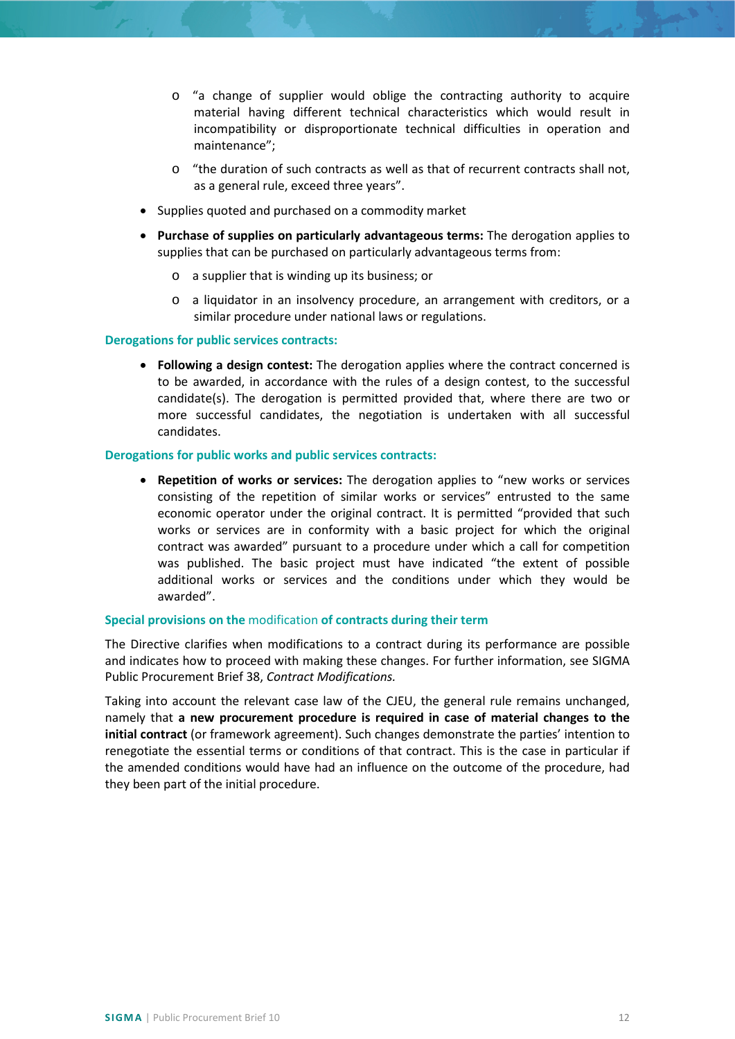- "a change of supplier would oblige the contracting authority to acquire material having different technical characteristics which would result in incompatibility or disproportionate technical difficulties in operation and maintenance";
    - "the duration of such contracts as well as that of recurrent contracts shall not, as a general rule, exceed three years".
- Supplies quoted and purchased on a commodity market
- **Purchase of supplies on particularly advantageous terms:** The derogation applies to supplies that can be purchased on particularly advantageous terms from:
    - a supplier that is winding up its business; or
    - a liquidator in an insolvency procedure, an arrangement with creditors, or a similar procedure under national laws or regulations.

**Derogations for public services contracts:**

- **Following a design contest:** The derogation applies where the contract concerned is to be awarded, in accordance with the rules of a design contest, to the successful candidate(s). The derogation is permitted provided that, where there are two or more successful candidates, the negotiation is undertaken with all successful candidates.

**Derogations for public works and public services contracts:**

- **Repetition of works or services:** The derogation applies to "new works or services consisting of the repetition of similar works or services" entrusted to the same economic operator under the original contract. It is permitted "provided that such works or services are in conformity with a basic project for which the original contract was awarded" pursuant to a procedure under which a call for competition was published. The basic project must have indicated "the extent of possible additional works or services and the conditions under which they would be awarded".

**Special provisions on the modification of contracts during their term**

The Directive clarifies when modifications to a contract during its performance are possible and indicates how to proceed with making these changes. For further information, see SIGMA Public Procurement Brief 38, *Contract Modifications*.

Taking into account the relevant case law of the CJEU, the general rule remains unchanged, namely that **a new procurement procedure is required in case of material changes to the initial contract** (or framework agreement). Such changes demonstrate the parties' intention to renegotiate the essential terms or conditions of that contract. This is the case in particular if the amended conditions would have had an influence on the outcome of the procedure, had they been part of the initial procedure.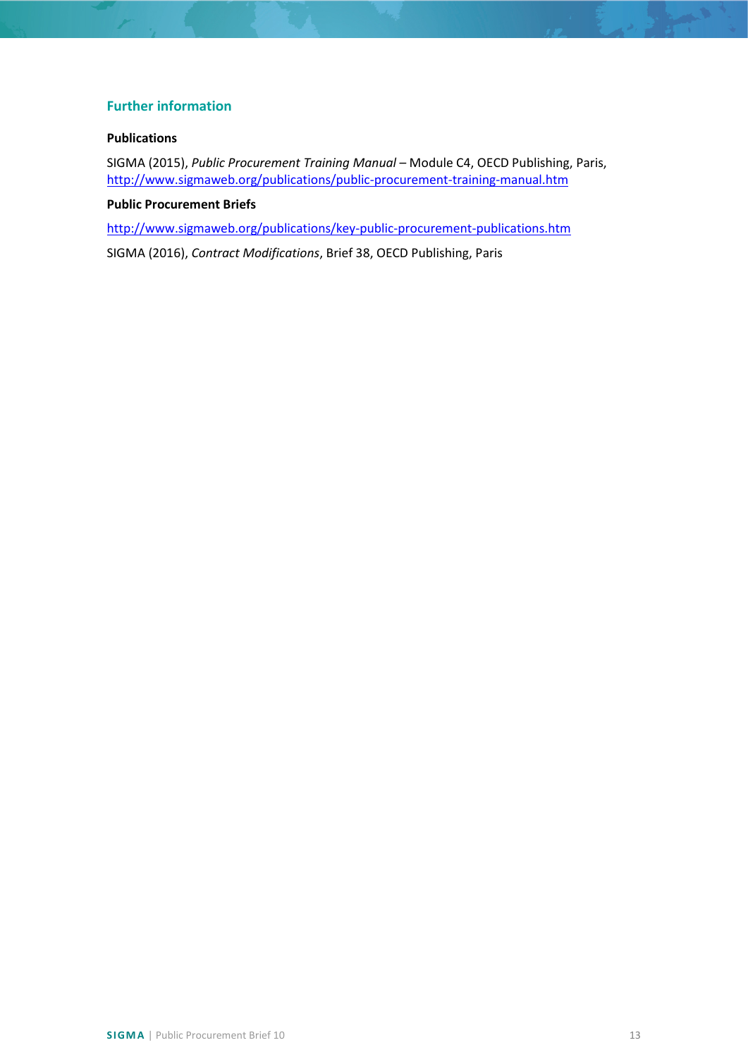## Further information

**Publications**

SIGMA (2015), *Public Procurement Training Manual* – Module C4, OECD Publishing, Paris, http://www.sigmaweb.org/publications/public-procurement-training-manual.htm

**Public Procurement Briefs**

http://www.sigmaweb.org/publications/key-public-procurement-publications.htm

SIGMA (2016), *Contract Modifications*, Brief 38, OECD Publishing, Paris